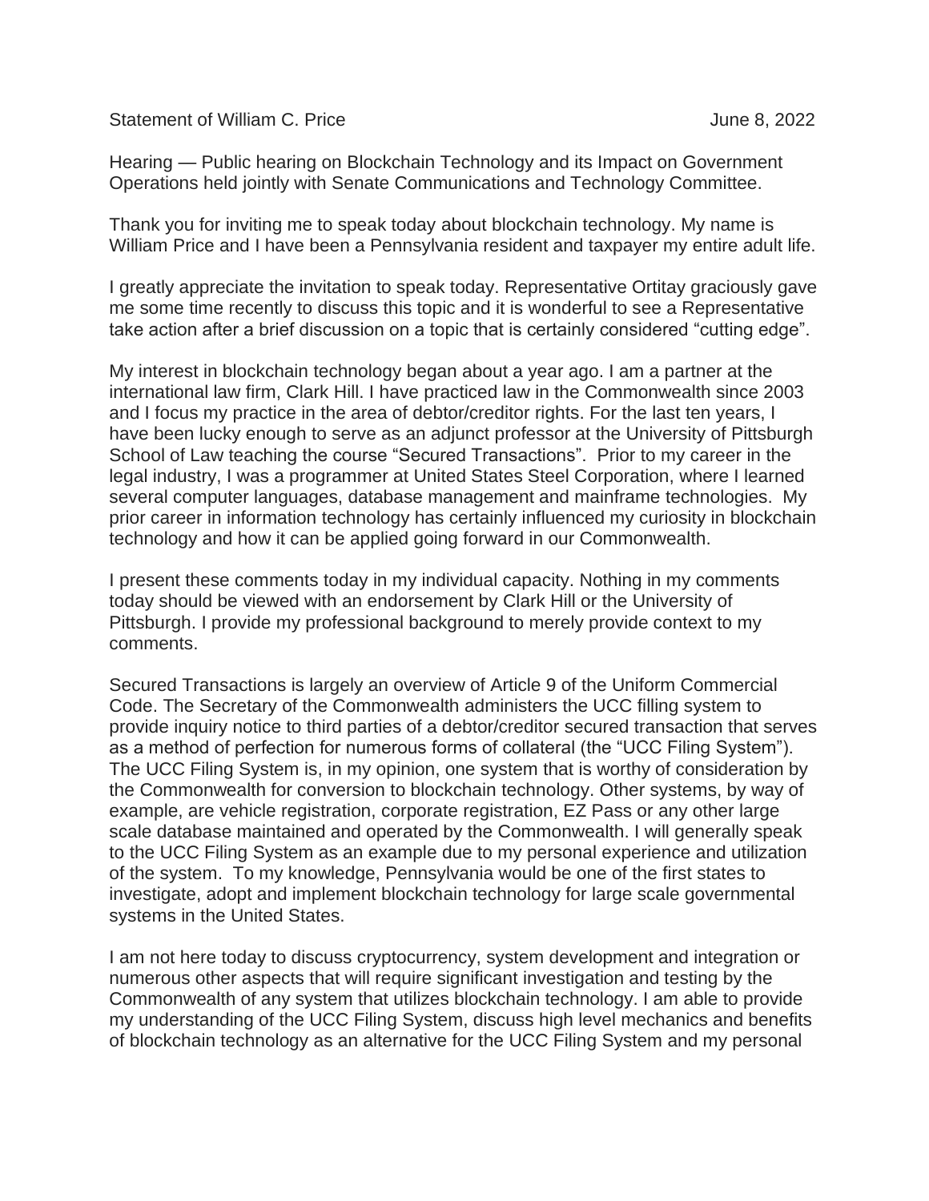Statement of William C. Price June 8, 2022

Hearing — Public hearing on Blockchain Technology and its Impact on Government Operations held jointly with Senate Communications and Technology Committee.

Thank you for inviting me to speak today about blockchain technology. My name is William Price and I have been a Pennsylvania resident and taxpayer my entire adult life.

I greatly appreciate the invitation to speak today. Representative Ortitay graciously gave me some time recently to discuss this topic and it is wonderful to see a Representative take action after a brief discussion on a topic that is certainly considered "cutting edge".

My interest in blockchain technology began about a year ago. I am a partner at the international law firm, Clark Hill. I have practiced law in the Commonwealth since 2003 and I focus my practice in the area of debtor/creditor rights. For the last ten years, I have been lucky enough to serve as an adjunct professor at the University of Pittsburgh School of Law teaching the course "Secured Transactions". Prior to my career in the legal industry, I was a programmer at United States Steel Corporation, where I learned several computer languages, database management and mainframe technologies. My prior career in information technology has certainly influenced my curiosity in blockchain technology and how it can be applied going forward in our Commonwealth.

I present these comments today in my individual capacity. Nothing in my comments today should be viewed with an endorsement by Clark Hill or the University of Pittsburgh. I provide my professional background to merely provide context to my comments.

Secured Transactions is largely an overview of Article 9 of the Uniform Commercial Code. The Secretary of the Commonwealth administers the UCC filling system to provide inquiry notice to third parties of a debtor/creditor secured transaction that serves as a method of perfection for numerous forms of collateral (the "UCC Filing System"). The UCC Filing System is, in my opinion, one system that is worthy of consideration by the Commonwealth for conversion to blockchain technology. Other systems, by way of example, are vehicle registration, corporate registration, EZ Pass or any other large scale database maintained and operated by the Commonwealth. I will generally speak to the UCC Filing System as an example due to my personal experience and utilization of the system. To my knowledge, Pennsylvania would be one of the first states to investigate, adopt and implement blockchain technology for large scale governmental systems in the United States.

I am not here today to discuss cryptocurrency, system development and integration or numerous other aspects that will require significant investigation and testing by the Commonwealth of any system that utilizes blockchain technology. I am able to provide my understanding of the UCC Filing System, discuss high level mechanics and benefits of blockchain technology as an alternative for the UCC Filing System and my personal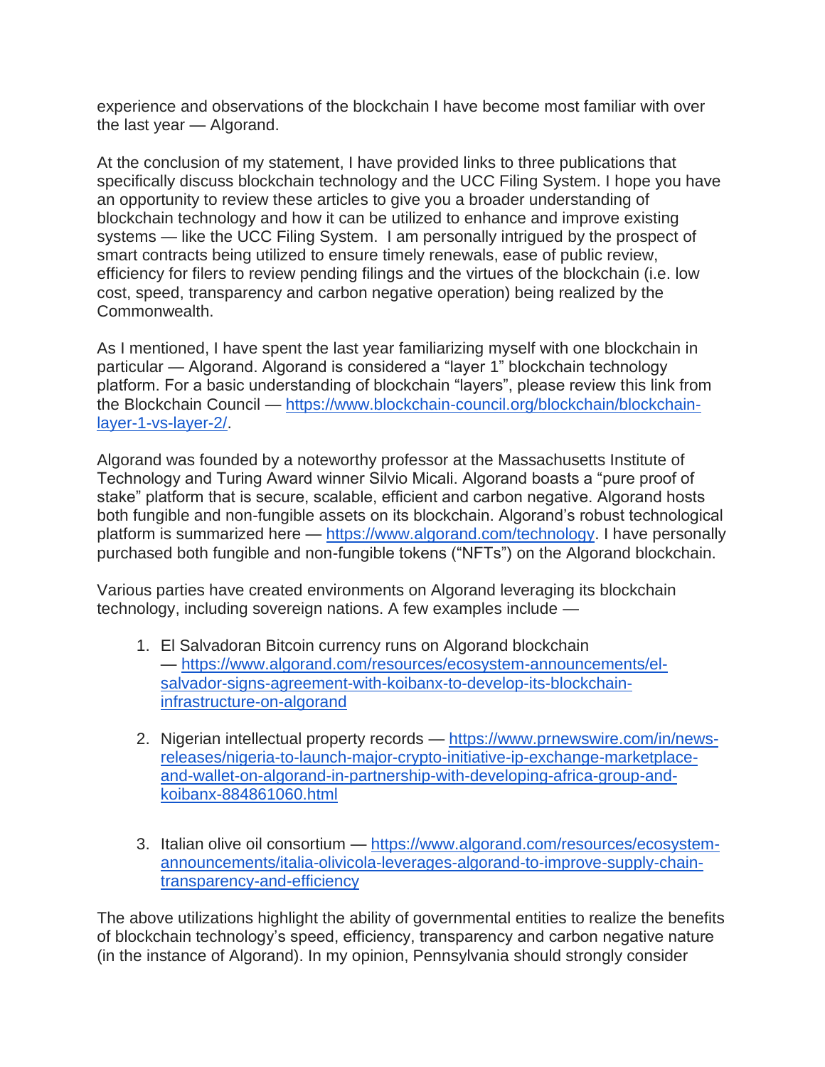experience and observations of the blockchain I have become most familiar with over the last year — Algorand.

At the conclusion of my statement, I have provided links to three publications that specifically discuss blockchain technology and the UCC Filing System. I hope you have an opportunity to review these articles to give you a broader understanding of blockchain technology and how it can be utilized to enhance and improve existing systems — like the UCC Filing System. I am personally intrigued by the prospect of smart contracts being utilized to ensure timely renewals, ease of public review, efficiency for filers to review pending filings and the virtues of the blockchain (i.e. low cost, speed, transparency and carbon negative operation) being realized by the Commonwealth.

As I mentioned, I have spent the last year familiarizing myself with one blockchain in particular — Algorand. Algorand is considered a "layer 1" blockchain technology platform. For a basic understanding of blockchain "layers", please review this link from the Blockchain Council — [https://www.blockchain-council.org/blockchain/blockchain-layer-1-vs-layer-2/](https://www.blockchain-council.org/blockchain/blockchain-layer-1-vs-layer-2/).

Algorand was founded by a noteworthy professor at the Massachusetts Institute of Technology and Turing Award winner Silvio Micali. Algorand boasts a "pure proof of stake" platform that is secure, scalable, efficient and carbon negative. Algorand hosts both fungible and non-fungible assets on its blockchain. Algorand's robust technological platform is summarized here — [https://www.algorand.com/technology](https://www.algorand.com/technology). I have personally purchased both fungible and non-fungible tokens ("NFTs") on the Algorand blockchain.

Various parties have created environments on Algorand leveraging its blockchain technology, including sovereign nations. A few examples include —

1. El Salvadoran Bitcoin currency runs on Algorand blockchain — [https://www.algorand.com/resources/ecosystem-announcements/el-salvador-signs-agreement-with-koibanx-to-develop-its-blockchain-infrastructure-on-algorand](https://www.algorand.com/resources/ecosystem-announcements/el-salvador-signs-agreement-with-koibanx-to-develop-its-blockchain-infrastructure-on-algorand)

2. Nigerian intellectual property records — [https://www.prnewswire.com/in/news-releases/nigeria-to-launch-major-crypto-initiative-ip-exchange-marketplace-and-wallet-on-algorand-in-partnership-with-developing-africa-group-and-koibanx-884861060.html](https://www.prnewswire.com/in/news-releases/nigeria-to-launch-major-crypto-initiative-ip-exchange-marketplace-and-wallet-on-algorand-in-partnership-with-developing-africa-group-and-koibanx-884861060.html)

3. Italian olive oil consortium — [https://www.algorand.com/resources/ecosystem-announcements/italia-olivicola-leverages-algorand-to-improve-supply-chain-transparency-and-efficiency](https://www.algorand.com/resources/ecosystem-announcements/italia-olivicola-leverages-algorand-to-improve-supply-chain-transparency-and-efficiency)

The above utilizations highlight the ability of governmental entities to realize the benefits of blockchain technology's speed, efficiency, transparency and carbon negative nature (in the instance of Algorand). In my opinion, Pennsylvania should strongly consider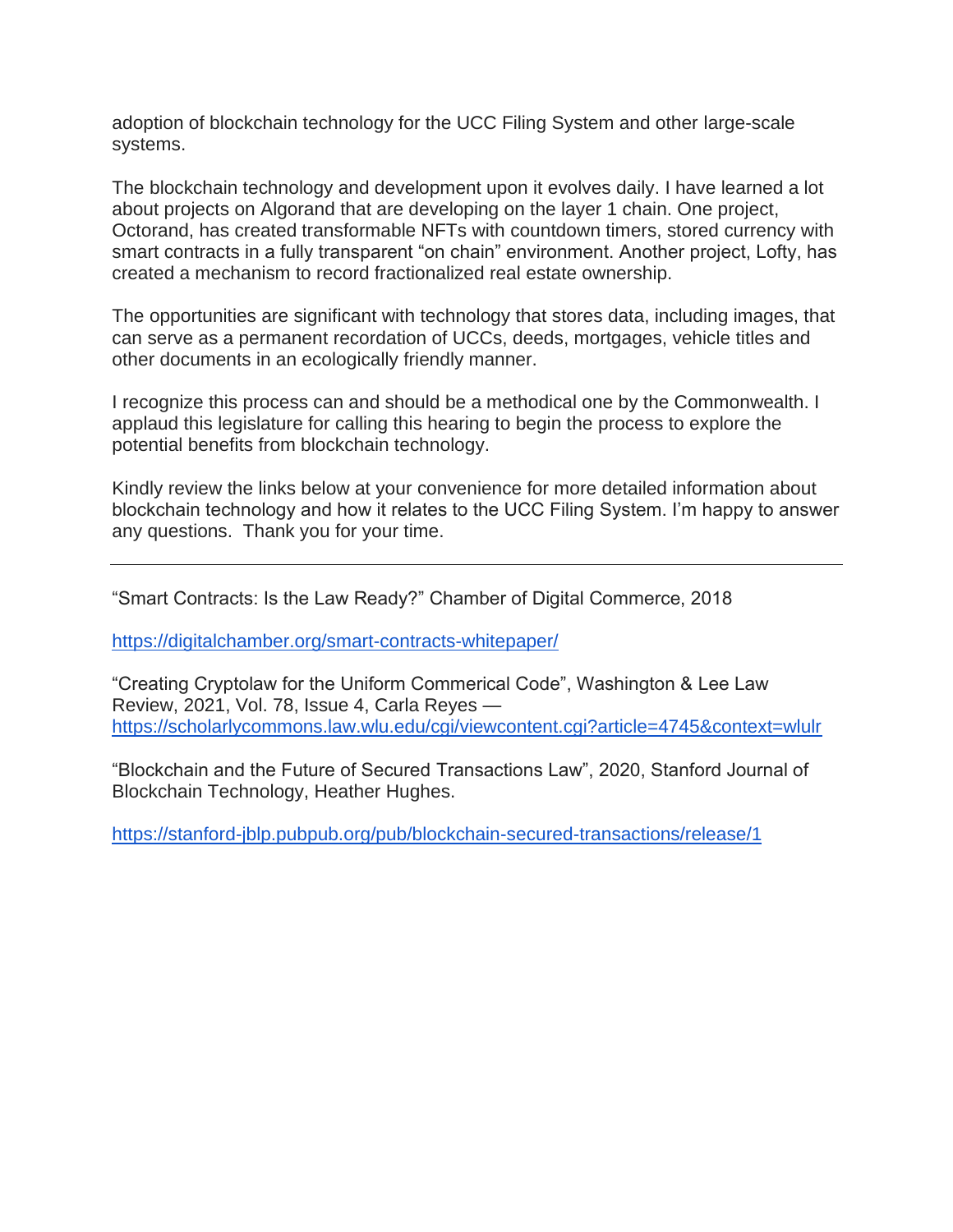adoption of blockchain technology for the UCC Filing System and other large-scale systems.

The blockchain technology and development upon it evolves daily. I have learned a lot about projects on Algorand that are developing on the layer 1 chain. One project, Octorand, has created transformable NFTs with countdown timers, stored currency with smart contracts in a fully transparent "on chain" environment. Another project, Lofty, has created a mechanism to record fractionalized real estate ownership.

The opportunities are significant with technology that stores data, including images, that can serve as a permanent recordation of UCCs, deeds, mortgages, vehicle titles and other documents in an ecologically friendly manner.

I recognize this process can and should be a methodical one by the Commonwealth. I applaud this legislature for calling this hearing to begin the process to explore the potential benefits from blockchain technology.

Kindly review the links below at your convenience for more detailed information about blockchain technology and how it relates to the UCC Filing System. I'm happy to answer any questions. Thank you for your time.

---

"Smart Contracts: Is the Law Ready?" Chamber of Digital Commerce, 2018

https://digitalchamber.org/smart-contracts-whitepaper/

"Creating Cryptolaw for the Uniform Commerical Code", Washington & Lee Law Review, 2021, Vol. 78, Issue 4, Carla Reyes — https://scholarlycommons.law.wlu.edu/cgi/viewcontent.cgi?article=4745&context=wlulr

"Blockchain and the Future of Secured Transactions Law", 2020, Stanford Journal of Blockchain Technology, Heather Hughes.

https://stanford-jblp.pubpub.org/pub/blockchain-secured-transactions/release/1